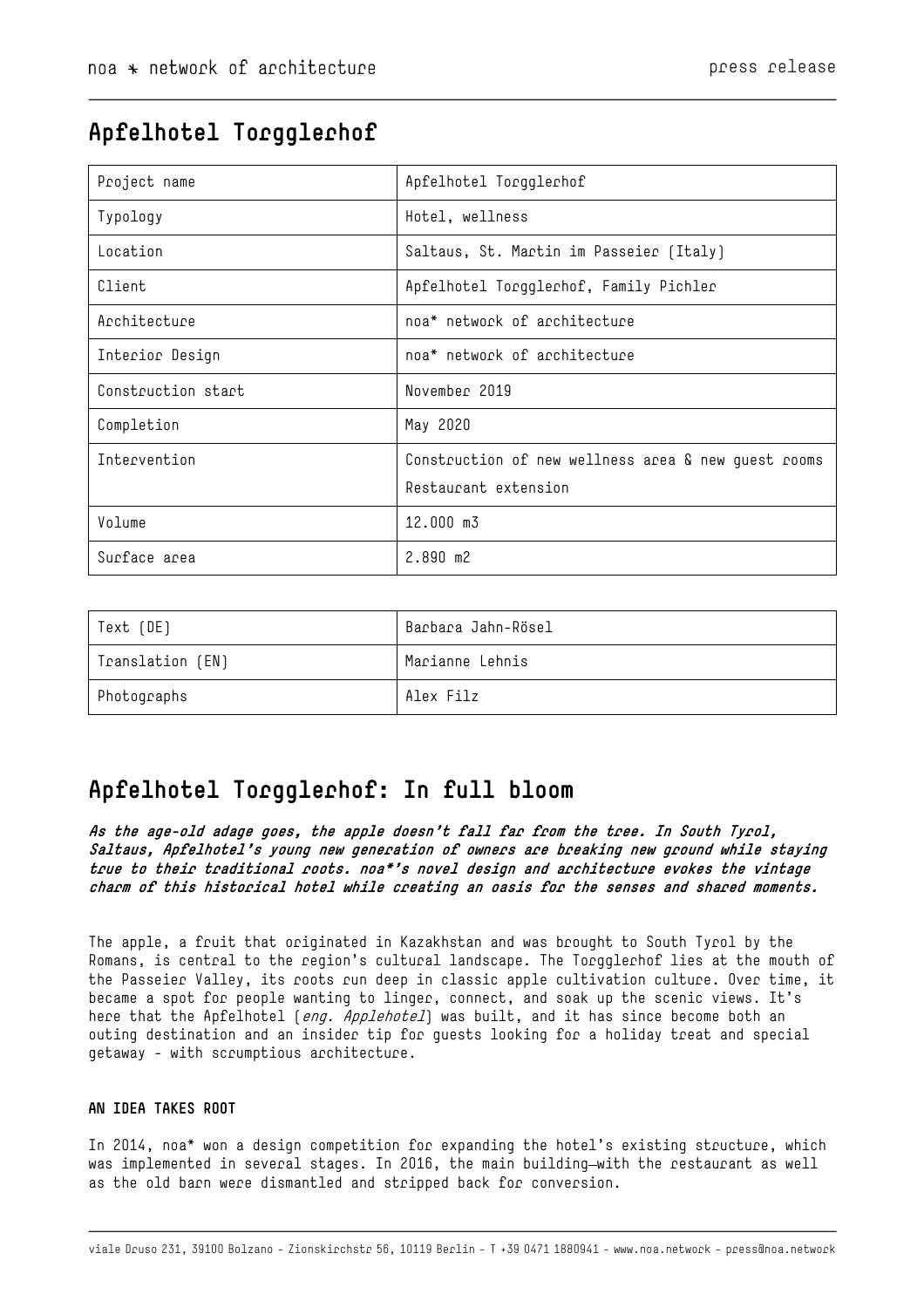# Apfelhotel Torgglerhof

| Project name | Apfelhotel Torgglerhof |
| --- | --- |
| Typology | Hotel, wellness |
| Location | Saltaus, St. Martin im Passeier (Italy) |
| Client | Apfelhotel Torgglerhof, Family Pichler |
| Architecture | noa* network of architecture |
| Interior Design | noa* network of architecture |
| Construction start | November 2019 |
| Completion | May 2020 |
| Intervention | Construction of new wellness area & new guest rooms<br>Restaurant extension |
| Volume | 12.000 m3 |
| Surface area | 2.890 m2 |

| Text (DE) | Barbara Jahn-Rösel |
| --- | --- |
| Translation (EN) | Marianne Lehnis |
| Photographs | Alex Filz |

## Apfelhotel Torgglerhof: In full bloom

***As the age-old adage goes, the apple doesn't fall far from the tree. In South Tyrol, Saltaus, Apfelhotel's young new generation of owners are breaking new ground while staying true to their traditional roots. noa*'s novel design and architecture evokes the vintage charm of this historical hotel while creating an oasis for the senses and shared moments.***

The apple, a fruit that originated in Kazakhstan and was brought to South Tyrol by the Romans, is central to the region's cultural landscape. The Torgglerhof lies at the mouth of the Passeier Valley, its roots run deep in classic apple cultivation culture. Over time, it became a spot for people wanting to linger, connect, and soak up the scenic views. It's here that the Apfelhotel (*eng. Applehotel*) was built, and it has since become both an outing destination and an insider tip for guests looking for a holiday treat and special getaway - with scrumptious architecture.

### AN IDEA TAKES ROOT

In 2014, noa* won a design competition for expanding the hotel's existing structure, which was implemented in several stages. In 2016, the main building—with the restaurant as well as the old barn were dismantled and stripped back for conversion.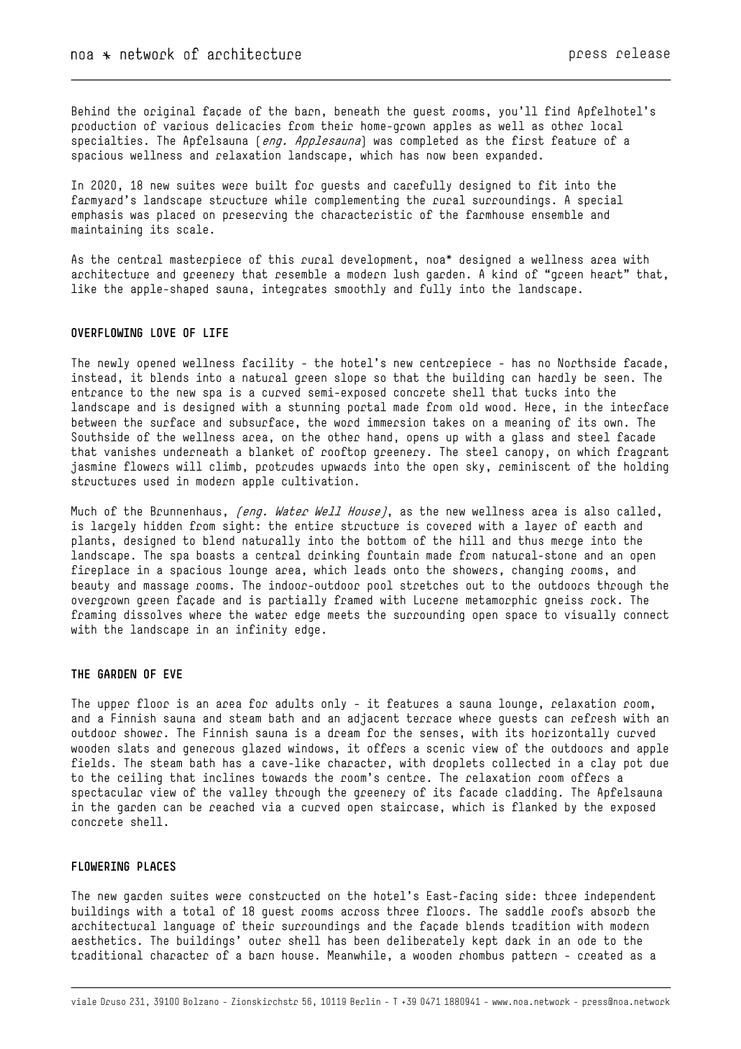Behind the original façade of the barn, beneath the guest rooms, you'll find Apfelhotel's production of various delicacies from their home-grown apples as well as other local specialties. The Apfelsauna (*eng. Applesauna*) was completed as the first feature of a spacious wellness and relaxation landscape, which has now been expanded.

In 2020, 18 new suites were built for guests and carefully designed to fit into the farmyard's landscape structure while complementing the rural surroundings. A special emphasis was placed on preserving the characteristic of the farmhouse ensemble and maintaining its scale.

As the central masterpiece of this rural development, noa* designed a wellness area with architecture and greenery that resemble a modern lush garden. A kind of "green heart" that, like the apple-shaped sauna, integrates smoothly and fully into the landscape.

## OVERFLOWING LOVE OF LIFE

The newly opened wellness facility - the hotel's new centrepiece - has no Northside facade, instead, it blends into a natural green slope so that the building can hardly be seen. The entrance to the new spa is a curved semi-exposed concrete shell that tucks into the landscape and is designed with a stunning portal made from old wood. Here, in the interface between the surface and subsurface, the word immersion takes on a meaning of its own. The Southside of the wellness area, on the other hand, opens up with a glass and steel facade that vanishes underneath a blanket of rooftop greenery. The steel canopy, on which fragrant jasmine flowers will climb, protrudes upwards into the open sky, reminiscent of the holding structures used in modern apple cultivation.

Much of the Brunnenhaus, *(eng. Water Well House)*, as the new wellness area is also called, is largely hidden from sight: the entire structure is covered with a layer of earth and plants, designed to blend naturally into the bottom of the hill and thus merge into the landscape. The spa boasts a central drinking fountain made from natural-stone and an open fireplace in a spacious lounge area, which leads onto the showers, changing rooms, and beauty and massage rooms. The indoor-outdoor pool stretches out to the outdoors through the overgrown green façade and is partially framed with Lucerne metamorphic gneiss rock. The framing dissolves where the water edge meets the surrounding open space to visually connect with the landscape in an infinity edge.

## THE GARDEN OF EVE

The upper floor is an area for adults only - it features a sauna lounge, relaxation room, and a Finnish sauna and steam bath and an adjacent terrace where guests can refresh with an outdoor shower. The Finnish sauna is a dream for the senses, with its horizontally curved wooden slats and generous glazed windows, it offers a scenic view of the outdoors and apple fields. The steam bath has a cave-like character, with droplets collected in a clay pot due to the ceiling that inclines towards the room's centre. The relaxation room offers a spectacular view of the valley through the greenery of its facade cladding. The Apfelsauna in the garden can be reached via a curved open staircase, which is flanked by the exposed concrete shell.

## FLOWERING PLACES

The new garden suites were constructed on the hotel's East-facing side: three independent buildings with a total of 18 guest rooms across three floors. The saddle roofs absorb the architectural language of their surroundings and the façade blends tradition with modern aesthetics. The buildings' outer shell has been deliberately kept dark in an ode to the traditional character of a barn house. Meanwhile, a wooden rhombus pattern - created as a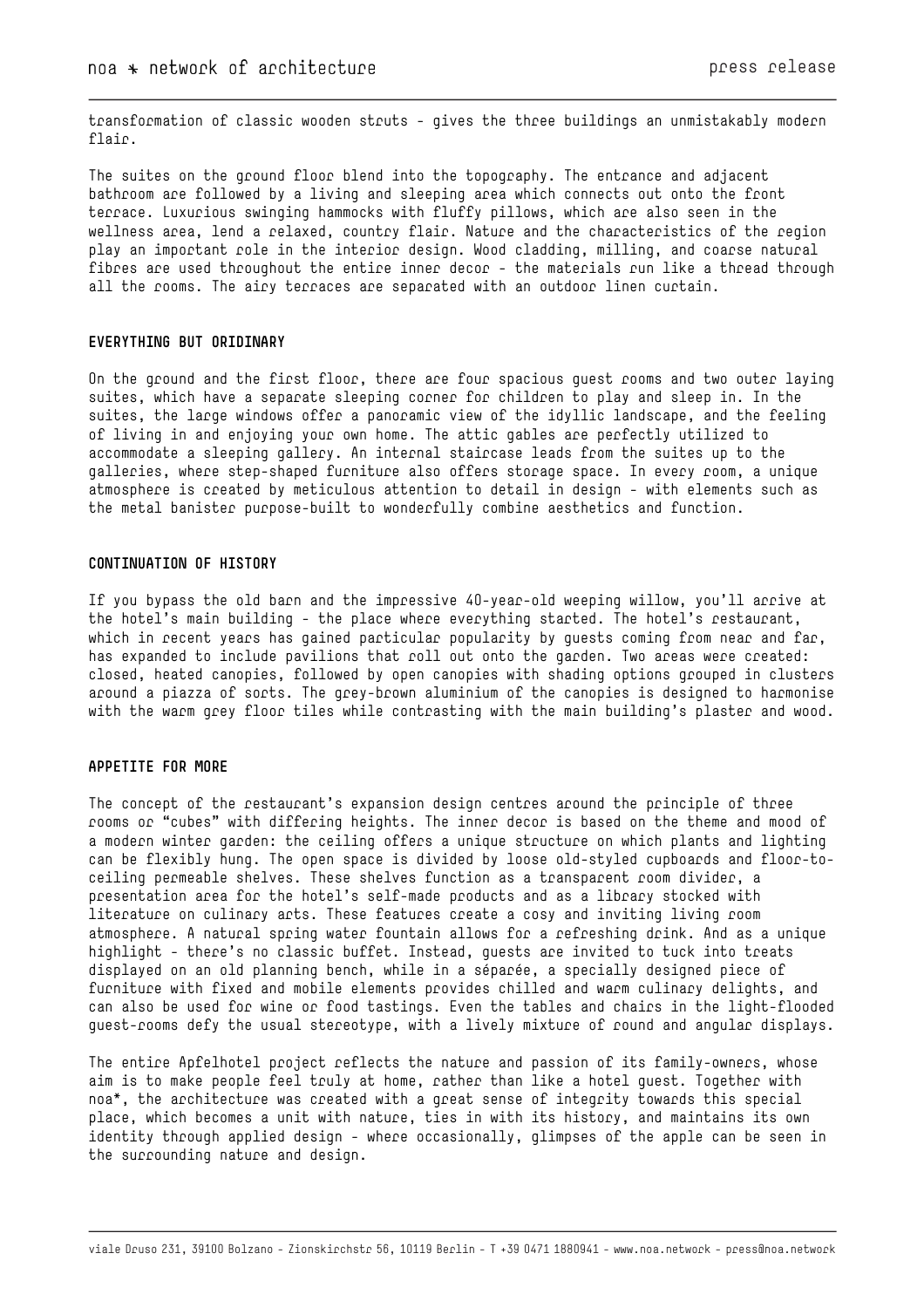transformation of classic wooden struts - gives the three buildings an unmistakably modern flair.

The suites on the ground floor blend into the topography. The entrance and adjacent bathroom are followed by a living and sleeping area which connects out onto the front terrace. Luxurious swinging hammocks with fluffy pillows, which are also seen in the wellness area, lend a relaxed, country flair. Nature and the characteristics of the region play an important role in the interior design. Wood cladding, milling, and coarse natural fibres are used throughout the entire inner decor - the materials run like a thread through all the rooms. The airy terraces are separated with an outdoor linen curtain.

## EVERYTHING BUT ORIDINARY

On the ground and the first floor, there are four spacious guest rooms and two outer laying suites, which have a separate sleeping corner for children to play and sleep in. In the suites, the large windows offer a panoramic view of the idyllic landscape, and the feeling of living in and enjoying your own home. The attic gables are perfectly utilized to accommodate a sleeping gallery. An internal staircase leads from the suites up to the galleries, where step-shaped furniture also offers storage space. In every room, a unique atmosphere is created by meticulous attention to detail in design - with elements such as the metal banister purpose-built to wonderfully combine aesthetics and function.

## CONTINUATION OF HISTORY

If you bypass the old barn and the impressive 40-year-old weeping willow, you'll arrive at the hotel's main building - the place where everything started. The hotel's restaurant, which in recent years has gained particular popularity by guests coming from near and far, has expanded to include pavilions that roll out onto the garden. Two areas were created: closed, heated canopies, followed by open canopies with shading options grouped in clusters around a piazza of sorts. The grey-brown aluminium of the canopies is designed to harmonise with the warm grey floor tiles while contrasting with the main building's plaster and wood.

## APPETITE FOR MORE

The concept of the restaurant's expansion design centres around the principle of three rooms or "cubes" with differing heights. The inner decor is based on the theme and mood of a modern winter garden: the ceiling offers a unique structure on which plants and lighting can be flexibly hung. The open space is divided by loose old-styled cupboards and floor-to-ceiling permeable shelves. These shelves function as a transparent room divider, a presentation area for the hotel's self-made products and as a library stocked with literature on culinary arts. These features create a cosy and inviting living room atmosphere. A natural spring water fountain allows for a refreshing drink. And as a unique highlight - there's no classic buffet. Instead, guests are invited to tuck into treats displayed on an old planning bench, while in a séparée, a specially designed piece of furniture with fixed and mobile elements provides chilled and warm culinary delights, and can also be used for wine or food tastings. Even the tables and chairs in the light-flooded guest-rooms defy the usual stereotype, with a lively mixture of round and angular displays.

The entire Apfelhotel project reflects the nature and passion of its family-owners, whose aim is to make people feel truly at home, rather than like a hotel guest. Together with noa*, the architecture was created with a great sense of integrity towards this special place, which becomes a unit with nature, ties in with its history, and maintains its own identity through applied design - where occasionally, glimpses of the apple can be seen in the surrounding nature and design.